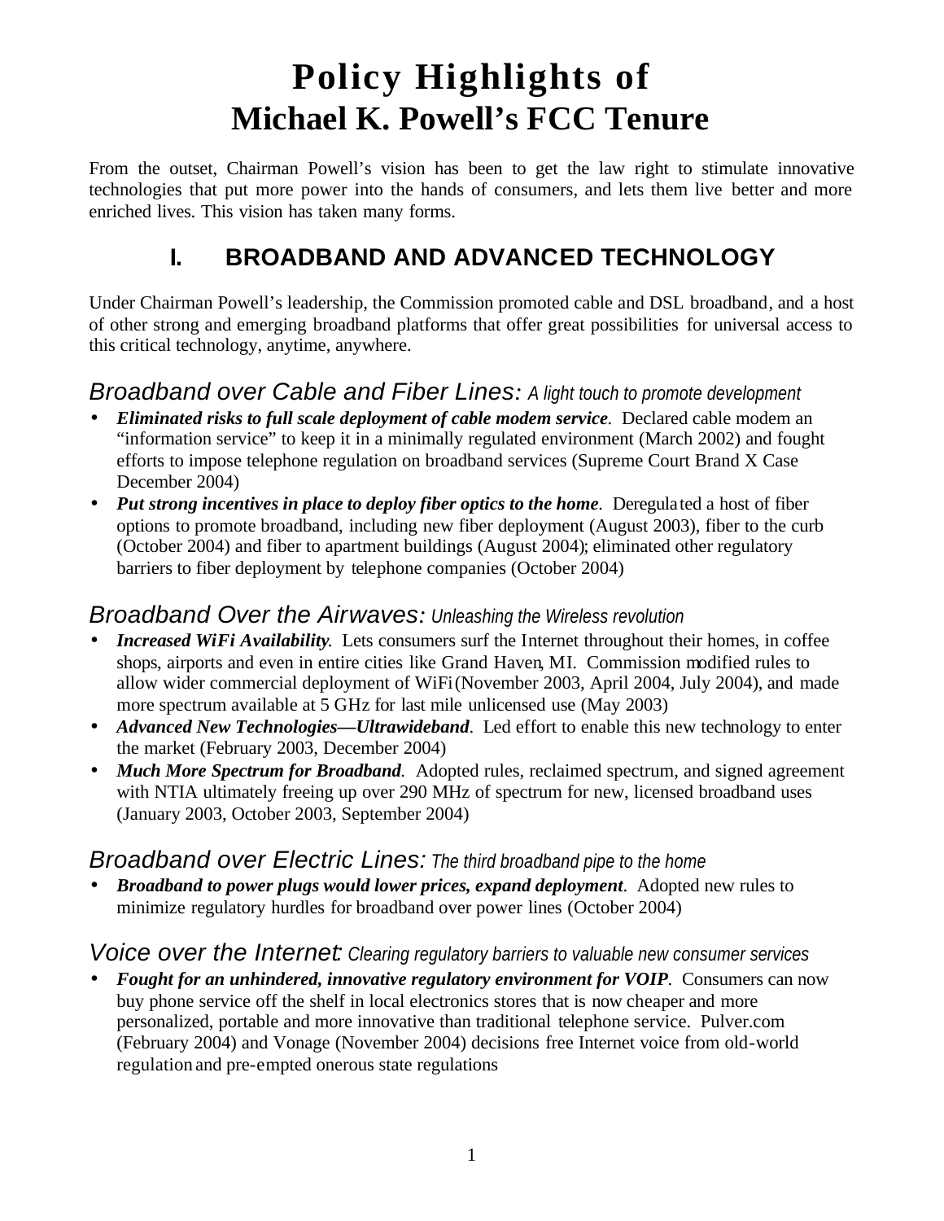# Policy Highlights of
# Michael K. Powell's FCC Tenure

From the outset, Chairman Powell's vision has been to get the law right to stimulate innovative technologies that put more power into the hands of consumers, and lets them live better and more enriched lives. This vision has taken many forms.

## I. BROADBAND AND ADVANCED TECHNOLOGY

Under Chairman Powell's leadership, the Commission promoted cable and DSL broadband, and a host of other strong and emerging broadband platforms that offer great possibilities for universal access to this critical technology, anytime, anywhere.

### *Broadband over Cable and Fiber Lines: A light touch to promote development*

- ***Eliminated risks to full scale deployment of cable modem service.*** Declared cable modem an "information service" to keep it in a minimally regulated environment (March 2002) and fought efforts to impose telephone regulation on broadband services (Supreme Court Brand X Case December 2004)
- ***Put strong incentives in place to deploy fiber optics to the home.*** Deregulated a host of fiber options to promote broadband, including new fiber deployment (August 2003), fiber to the curb (October 2004) and fiber to apartment buildings (August 2004); eliminated other regulatory barriers to fiber deployment by telephone companies (October 2004)

### *Broadband Over the Airwaves: Unleashing the Wireless revolution*

- ***Increased WiFi Availability.*** Lets consumers surf the Internet throughout their homes, in coffee shops, airports and even in entire cities like Grand Haven, MI. Commission modified rules to allow wider commercial deployment of WiFi (November 2003, April 2004, July 2004), and made more spectrum available at 5 GHz for last mile unlicensed use (May 2003)
- ***Advanced New Technologies—Ultrawideband.*** Led effort to enable this new technology to enter the market (February 2003, December 2004)
- ***Much More Spectrum for Broadband.*** Adopted rules, reclaimed spectrum, and signed agreement with NTIA ultimately freeing up over 290 MHz of spectrum for new, licensed broadband uses (January 2003, October 2003, September 2004)

### *Broadband over Electric Lines: The third broadband pipe to the home*

- ***Broadband to power plugs would lower prices, expand deployment.*** Adopted new rules to minimize regulatory hurdles for broadband over power lines (October 2004)

### *Voice over the Internet: Clearing regulatory barriers to valuable new consumer services*

- ***Fought for an unhindered, innovative regulatory environment for VOIP.*** Consumers can now buy phone service off the shelf in local electronics stores that is now cheaper and more personalized, portable and more innovative than traditional telephone service. Pulver.com (February 2004) and Vonage (November 2004) decisions free Internet voice from old-world regulation and pre-empted onerous state regulations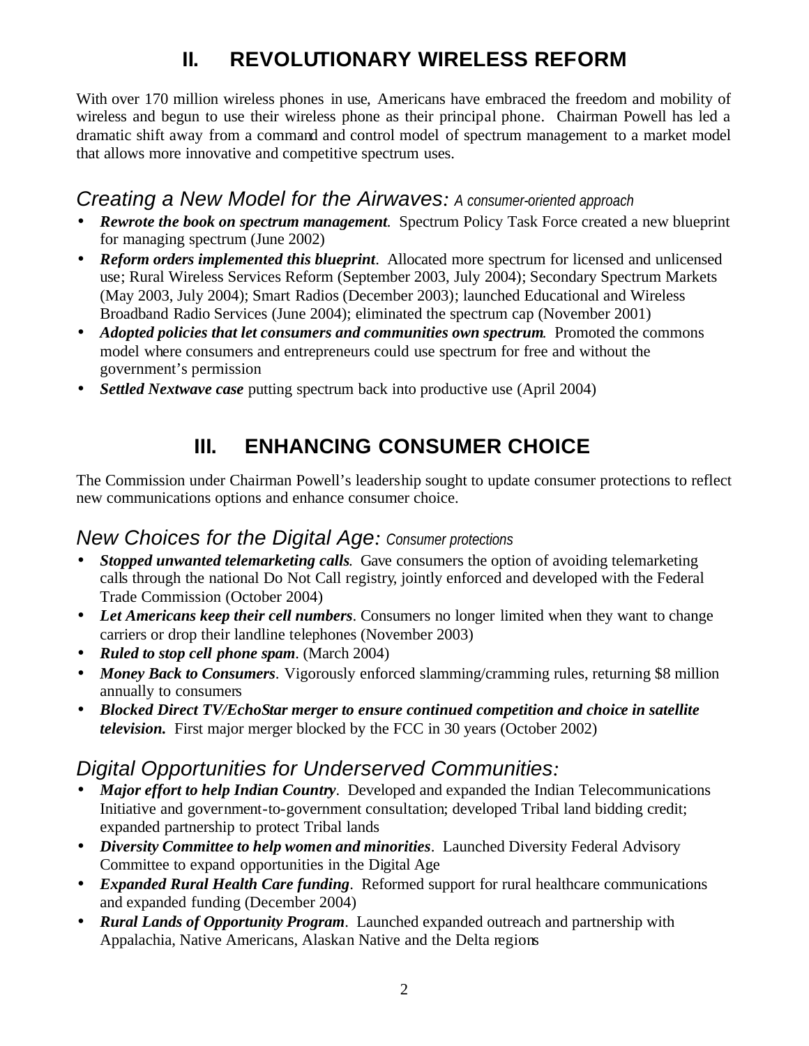## II. REVOLUTIONARY WIRELESS REFORM

With over 170 million wireless phones in use, Americans have embraced the freedom and mobility of wireless and begun to use their wireless phone as their principal phone. Chairman Powell has led a dramatic shift away from a command and control model of spectrum management to a market model that allows more innovative and competitive spectrum uses.

### *Creating a New Model for the Airwaves: A consumer-oriented approach*

- ***Rewrote the book on spectrum management***. Spectrum Policy Task Force created a new blueprint for managing spectrum (June 2002)
- ***Reform orders implemented this blueprint***. Allocated more spectrum for licensed and unlicensed use; Rural Wireless Services Reform (September 2003, July 2004); Secondary Spectrum Markets (May 2003, July 2004); Smart Radios (December 2003); launched Educational and Wireless Broadband Radio Services (June 2004); eliminated the spectrum cap (November 2001)
- ***Adopted policies that let consumers and communities own spectrum***. Promoted the commons model where consumers and entrepreneurs could use spectrum for free and without the government's permission
- ***Settled Nextwave case*** putting spectrum back into productive use (April 2004)

## III. ENHANCING CONSUMER CHOICE

The Commission under Chairman Powell's leadership sought to update consumer protections to reflect new communications options and enhance consumer choice.

### *New Choices for the Digital Age: Consumer protections*

- ***Stopped unwanted telemarketing calls***. Gave consumers the option of avoiding telemarketing calls through the national Do Not Call registry, jointly enforced and developed with the Federal Trade Commission (October 2004)
- ***Let Americans keep their cell numbers***. Consumers no longer limited when they want to change carriers or drop their landline telephones (November 2003)
- ***Ruled to stop cell phone spam***. (March 2004)
- ***Money Back to Consumers***. Vigorously enforced slamming/cramming rules, returning $8 million annually to consumers
- ***Blocked Direct TV/EchoStar merger to ensure continued competition and choice in satellite television.*** First major merger blocked by the FCC in 30 years (October 2002)

### *Digital Opportunities for Underserved Communities:*

- ***Major effort to help Indian Country***. Developed and expanded the Indian Telecommunications Initiative and government-to-government consultation; developed Tribal land bidding credit; expanded partnership to protect Tribal lands
- ***Diversity Committee to help women and minorities***. Launched Diversity Federal Advisory Committee to expand opportunities in the Digital Age
- ***Expanded Rural Health Care funding***. Reformed support for rural healthcare communications and expanded funding (December 2004)
- ***Rural Lands of Opportunity Program***. Launched expanded outreach and partnership with Appalachia, Native Americans, Alaskan Native and the Delta regions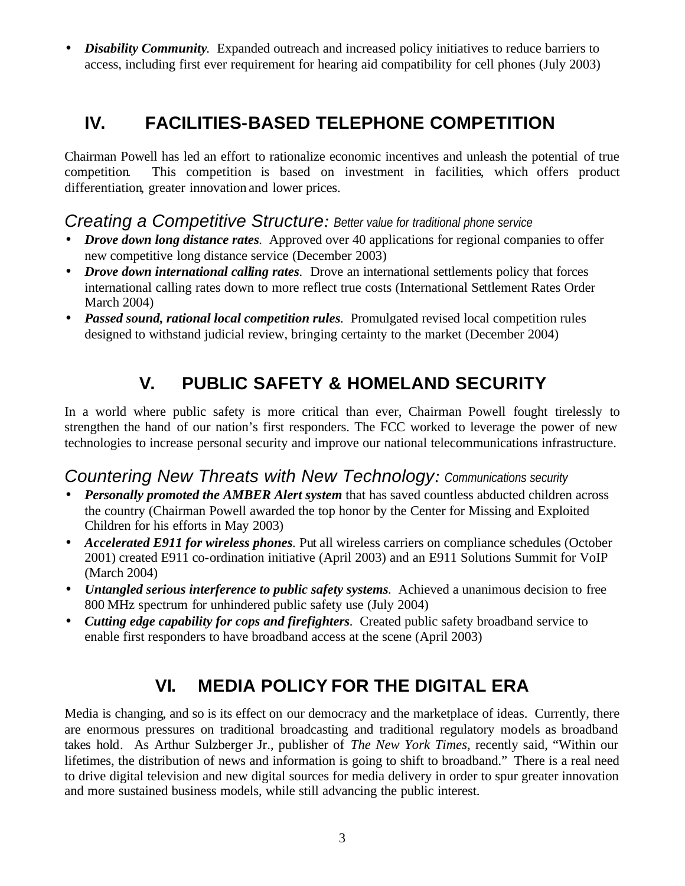- ***Disability Community***. Expanded outreach and increased policy initiatives to reduce barriers to access, including first ever requirement for hearing aid compatibility for cell phones (July 2003)

## IV. FACILITIES-BASED TELEPHONE COMPETITION

Chairman Powell has led an effort to rationalize economic incentives and unleash the potential of true competition. This competition is based on investment in facilities, which offers product differentiation, greater innovation and lower prices.

### *Creating a Competitive Structure: Better value for traditional phone service*

- ***Drove down long distance rates***. Approved over 40 applications for regional companies to offer new competitive long distance service (December 2003)
- ***Drove down international calling rates***. Drove an international settlements policy that forces international calling rates down to more reflect true costs (International Settlement Rates Order March 2004)
- ***Passed sound, rational local competition rules***. Promulgated revised local competition rules designed to withstand judicial review, bringing certainty to the market (December 2004)

## V. PUBLIC SAFETY & HOMELAND SECURITY

In a world where public safety is more critical than ever, Chairman Powell fought tirelessly to strengthen the hand of our nation's first responders. The FCC worked to leverage the power of new technologies to increase personal security and improve our national telecommunications infrastructure.

### *Countering New Threats with New Technology: Communications security*

- ***Personally promoted the AMBER Alert system*** that has saved countless abducted children across the country (Chairman Powell awarded the top honor by the Center for Missing and Exploited Children for his efforts in May 2003)
- ***Accelerated E911 for wireless phones***. Put all wireless carriers on compliance schedules (October 2001) created E911 co-ordination initiative (April 2003) and an E911 Solutions Summit for VoIP (March 2004)
- ***Untangled serious interference to public safety systems***. Achieved a unanimous decision to free 800 MHz spectrum for unhindered public safety use (July 2004)
- ***Cutting edge capability for cops and firefighters***. Created public safety broadband service to enable first responders to have broadband access at the scene (April 2003)

## VI. MEDIA POLICY FOR THE DIGITAL ERA

Media is changing, and so is its effect on our democracy and the marketplace of ideas. Currently, there are enormous pressures on traditional broadcasting and traditional regulatory models as broadband takes hold. As Arthur Sulzberger Jr., publisher of *The New York Times*, recently said, "Within our lifetimes, the distribution of news and information is going to shift to broadband." There is a real need to drive digital television and new digital sources for media delivery in order to spur greater innovation and more sustained business models, while still advancing the public interest.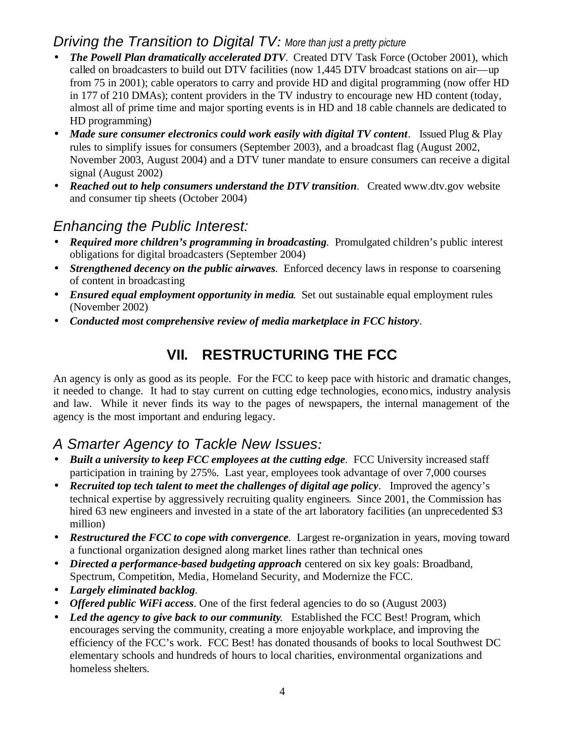## *Driving the Transition to Digital TV: More than just a pretty picture*

- ***The Powell Plan dramatically accelerated DTV***. Created DTV Task Force (October 2001), which called on broadcasters to build out DTV facilities (now 1,445 DTV broadcast stations on air—up from 75 in 2001); cable operators to carry and provide HD and digital programming (now offer HD in 177 of 210 DMAs); content providers in the TV industry to encourage new HD content (today, almost all of prime time and major sporting events is in HD and 18 cable channels are dedicated to HD programming)
- ***Made sure consumer electronics could work easily with digital TV content***. Issued Plug & Play rules to simplify issues for consumers (September 2003), and a broadcast flag (August 2002, November 2003, August 2004) and a DTV tuner mandate to ensure consumers can receive a digital signal (August 2002)
- ***Reached out to help consumers understand the DTV transition***. Created www.dtv.gov website and consumer tip sheets (October 2004)

## *Enhancing the Public Interest:*

- ***Required more children's programming in broadcasting***. Promulgated children's public interest obligations for digital broadcasters (September 2004)
- ***Strengthened decency on the public airwaves***. Enforced decency laws in response to coarsening of content in broadcasting
- ***Ensured equal employment opportunity in media***. Set out sustainable equal employment rules (November 2002)
- ***Conducted most comprehensive review of media marketplace in FCC history***.

# VII. RESTRUCTURING THE FCC

An agency is only as good as its people. For the FCC to keep pace with historic and dramatic changes, it needed to change. It had to stay current on cutting edge technologies, economics, industry analysis and law. While it never finds its way to the pages of newspapers, the internal management of the agency is the most important and enduring legacy.

## *A Smarter Agency to Tackle New Issues:*

- ***Built a university to keep FCC employees at the cutting edge***. FCC University increased staff participation in training by 275%. Last year, employees took advantage of over 7,000 courses
- ***Recruited top tech talent to meet the challenges of digital age policy***. Improved the agency's technical expertise by aggressively recruiting quality engineers. Since 2001, the Commission has hired 63 new engineers and invested in a state of the art laboratory facilities (an unprecedented $3 million)
- ***Restructured the FCC to cope with convergence***. Largest re-organization in years, moving toward a functional organization designed along market lines rather than technical ones
- ***Directed a performance-based budgeting approach*** centered on six key goals: Broadband, Spectrum, Competition, Media, Homeland Security, and Modernize the FCC.
- ***Largely eliminated backlog***.
- ***Offered public WiFi access***. One of the first federal agencies to do so (August 2003)
- ***Led the agency to give back to our community***. Established the FCC Best! Program, which encourages serving the community, creating a more enjoyable workplace, and improving the efficiency of the FCC's work. FCC Best! has donated thousands of books to local Southwest DC elementary schools and hundreds of hours to local charities, environmental organizations and homeless shelters.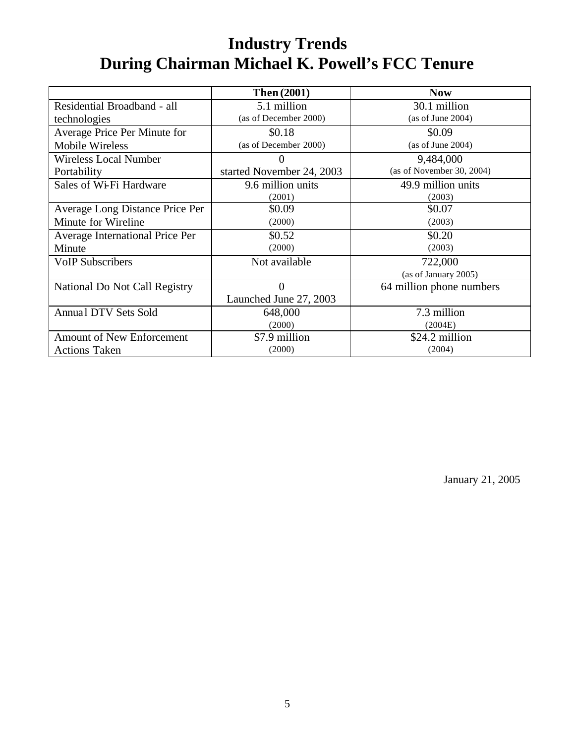# Industry Trends
# During Chairman Michael K. Powell's FCC Tenure

| | Then (2001) | Now |
|---|---|---|
| Residential Broadband - all technologies | 5.1 million (as of December 2000) | 30.1 million (as of June 2004) |
| Average Price Per Minute for Mobile Wireless | $0.18 (as of December 2000) | $0.09 (as of June 2004) |
| Wireless Local Number Portability | 0 started November 24, 2003 | 9,484,000 (as of November 30, 2004) |
| Sales of Wi-Fi Hardware | 9.6 million units (2001) | 49.9 million units (2003) |
| Average Long Distance Price Per Minute for Wireline | $0.09 (2000) | $0.07 (2003) |
| Average International Price Per Minute | $0.52 (2000) | $0.20 (2003) |
| VoIP Subscribers | Not available | 722,000 (as of January 2005) |
| National Do Not Call Registry | 0 Launched June 27, 2003 | 64 million phone numbers |
| Annual DTV Sets Sold | 648,000 (2000) | 7.3 million (2004E) |
| Amount of New Enforcement Actions Taken | $7.9 million (2000) | $24.2 million (2004) |

January 21, 2005